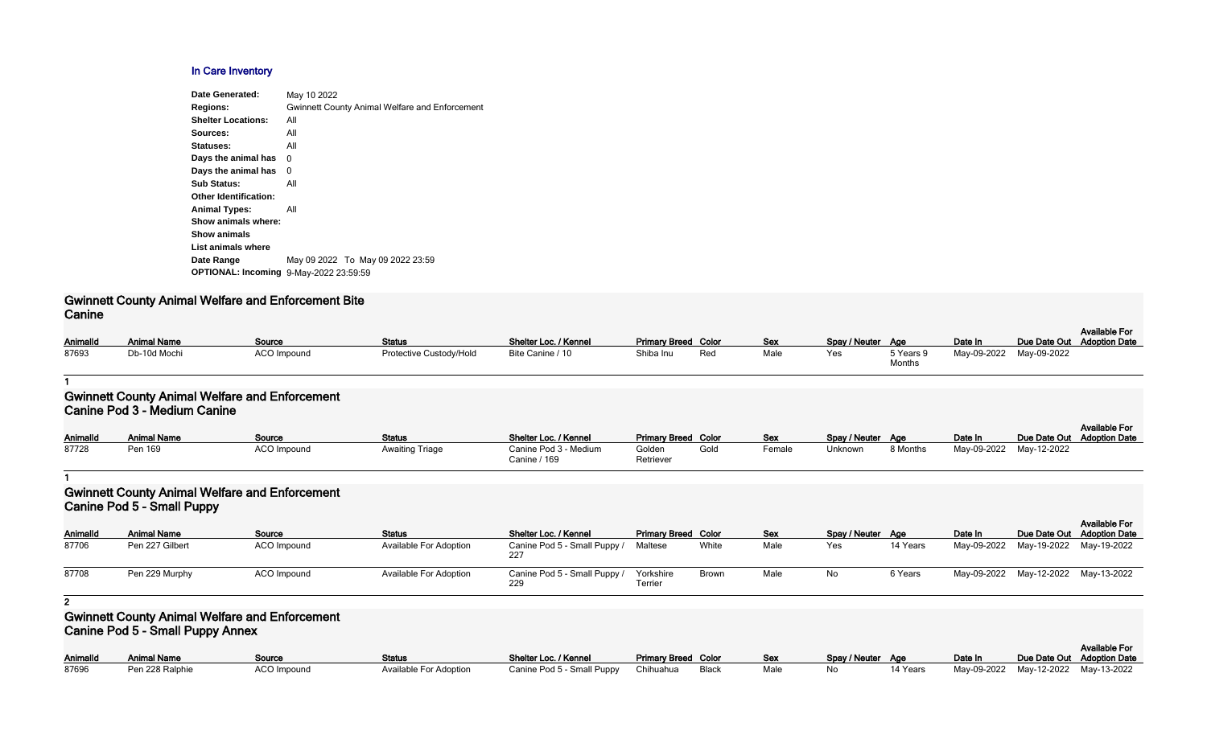## In Care Inventory

**Date Generated:** May 10 2022
**Regions:** Gwinnett County Animal Welfare and Enforcement
**Shelter Locations:** All
**Sources:** All
**Statuses:** All
**Days the animal has** 0
**Days the animal has** 0
**Sub Status:** All
**Other Identification:**
**Animal Types:** All
**Show animals where:**
**Show animals**
**List animals where**
**Date Range** May 09 2022 To May 09 2022 23:59
**OPTIONAL: Incoming** 9-May-2022 23:59:59

### Gwinnett County Animal Welfare and Enforcement Bite Canine

| AnimalId | Animal Name | Source | Status | Shelter Loc. / Kennel | Primary Breed | Color | Sex | Spay / Neuter | Age | Date In | Due Date Out | Available For Adoption Date |
|---|---|---|---|---|---|---|---|---|---|---|---|---|
| 87693 | Db-10d Mochi | ACO Impound | Protective Custody/Hold | Bite Canine / 10 | Shiba Inu | Red | Male | Yes | 5 Years 9 Months | May-09-2022 | May-09-2022 | |

1

### Gwinnett County Animal Welfare and Enforcement Canine Pod 3 - Medium Canine

| AnimalId | Animal Name | Source | Status | Shelter Loc. / Kennel | Primary Breed | Color | Sex | Spay / Neuter | Age | Date In | Due Date Out | Available For Adoption Date |
|---|---|---|---|---|---|---|---|---|---|---|---|---|
| 87728 | Pen 169 | ACO Impound | Awaiting Triage | Canine Pod 3 - Medium Canine / 169 | Golden Retriever | Gold | Female | Unknown | 8 Months | May-09-2022 | May-12-2022 | |

1

### Gwinnett County Animal Welfare and Enforcement Canine Pod 5 - Small Puppy

| AnimalId | Animal Name | Source | Status | Shelter Loc. / Kennel | Primary Breed | Color | Sex | Spay / Neuter | Age | Date In | Due Date Out | Available For Adoption Date |
|---|---|---|---|---|---|---|---|---|---|---|---|---|
| 87706 | Pen 227 Gilbert | ACO Impound | Available For Adoption | Canine Pod 5 - Small Puppy / 227 | Maltese | White | Male | Yes | 14 Years | May-09-2022 | May-19-2022 | May-19-2022 |
| 87708 | Pen 229 Murphy | ACO Impound | Available For Adoption | Canine Pod 5 - Small Puppy / 229 | Yorkshire Terrier | Brown | Male | No | 6 Years | May-09-2022 | May-12-2022 | May-13-2022 |

2

### Gwinnett County Animal Welfare and Enforcement Canine Pod 5 - Small Puppy Annex

| AnimalId | Animal Name | Source | Status | Shelter Loc. / Kennel | Primary Breed | Color | Sex | Spay / Neuter | Age | Date In | Due Date Out | Available For Adoption Date |
|---|---|---|---|---|---|---|---|---|---|---|---|---|
| 87696 | Pen 228 Ralphie | ACO Impound | Available For Adoption | Canine Pod 5 - Small Puppy | Chihuahua | Black | Male | No | 14 Years | May-09-2022 | May-12-2022 | May-13-2022 |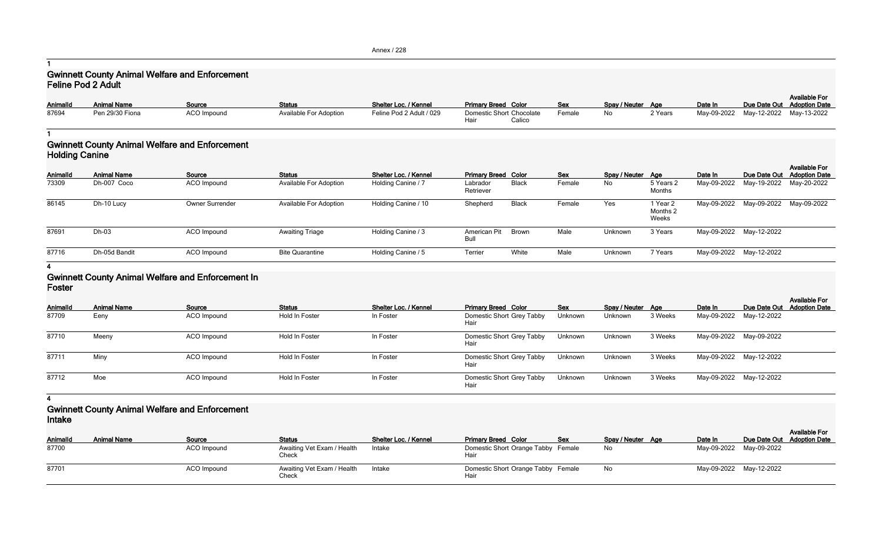1

## Gwinnett County Animal Welfare and Enforcement
### Feline Pod 2 Adult

| AnimalId | Animal Name | Source | Status | Shelter Loc. / Kennel | Primary Breed | Color | Sex | Spay / Neuter | Age | Date In | Due Date Out | Available For Adoption Date |
|---|---|---|---|---|---|---|---|---|---|---|---|---|
| 87694 | Pen 29/30 Fiona | ACO Impound | Available For Adoption | Feline Pod 2 Adult / 029 | Domestic Short Hair | Chocolate Calico | Female | No | 2 Years | May-09-2022 | May-12-2022 | May-13-2022 |

1

## Gwinnett County Animal Welfare and Enforcement
### Holding Canine

| AnimalId | Animal Name | Source | Status | Shelter Loc. / Kennel | Primary Breed | Color | Sex | Spay / Neuter | Age | Date In | Due Date Out | Available For Adoption Date |
|---|---|---|---|---|---|---|---|---|---|---|---|---|
| 73309 | Dh-007 Coco | ACO Impound | Available For Adoption | Holding Canine / 7 | Labrador Retriever | Black | Female | No | 5 Years 2 Months | May-09-2022 | May-19-2022 | May-20-2022 |
| 86145 | Dh-10 Lucy | Owner Surrender | Available For Adoption | Holding Canine / 10 | Shepherd | Black | Female | Yes | 1 Year 2 Months 2 Weeks | May-09-2022 | May-09-2022 | May-09-2022 |
| 87691 | Dh-03 | ACO Impound | Awaiting Triage | Holding Canine / 3 | American Pit Bull | Brown | Male | Unknown | 3 Years | May-09-2022 | May-12-2022 | |
| 87716 | Dh-05d Bandit | ACO Impound | Bite Quarantine | Holding Canine / 5 | Terrier | White | Male | Unknown | 7 Years | May-09-2022 | May-12-2022 | |

4

## Gwinnett County Animal Welfare and Enforcement In
### Foster

| AnimalId | Animal Name | Source | Status | Shelter Loc. / Kennel | Primary Breed | Color | Sex | Spay / Neuter | Age | Date In | Due Date Out | Available For Adoption Date |
|---|---|---|---|---|---|---|---|---|---|---|---|---|
| 87709 | Eeny | ACO Impound | Hold In Foster | In Foster | Domestic Short Hair | Grey Tabby | Unknown | Unknown | 3 Weeks | May-09-2022 | May-12-2022 | |
| 87710 | Meeny | ACO Impound | Hold In Foster | In Foster | Domestic Short Hair | Grey Tabby | Unknown | Unknown | 3 Weeks | May-09-2022 | May-09-2022 | |
| 87711 | Miny | ACO Impound | Hold In Foster | In Foster | Domestic Short Hair | Grey Tabby | Unknown | Unknown | 3 Weeks | May-09-2022 | May-12-2022 | |
| 87712 | Moe | ACO Impound | Hold In Foster | In Foster | Domestic Short Hair | Grey Tabby | Unknown | Unknown | 3 Weeks | May-09-2022 | May-12-2022 | |

4

## Gwinnett County Animal Welfare and Enforcement
### Intake

| AnimalId | Animal Name | Source | Status | Shelter Loc. / Kennel | Primary Breed | Color | Sex | Spay / Neuter | Age | Date In | Due Date Out | Available For Adoption Date |
|---|---|---|---|---|---|---|---|---|---|---|---|---|
| 87700 | | ACO Impound | Awaiting Vet Exam / Health Check | Intake | Domestic Short Hair | Orange Tabby | Female | No | | May-09-2022 | May-09-2022 | |
| 87701 | | ACO Impound | Awaiting Vet Exam / Health Check | Intake | Domestic Short Hair | Orange Tabby | Female | No | | May-09-2022 | May-12-2022 | |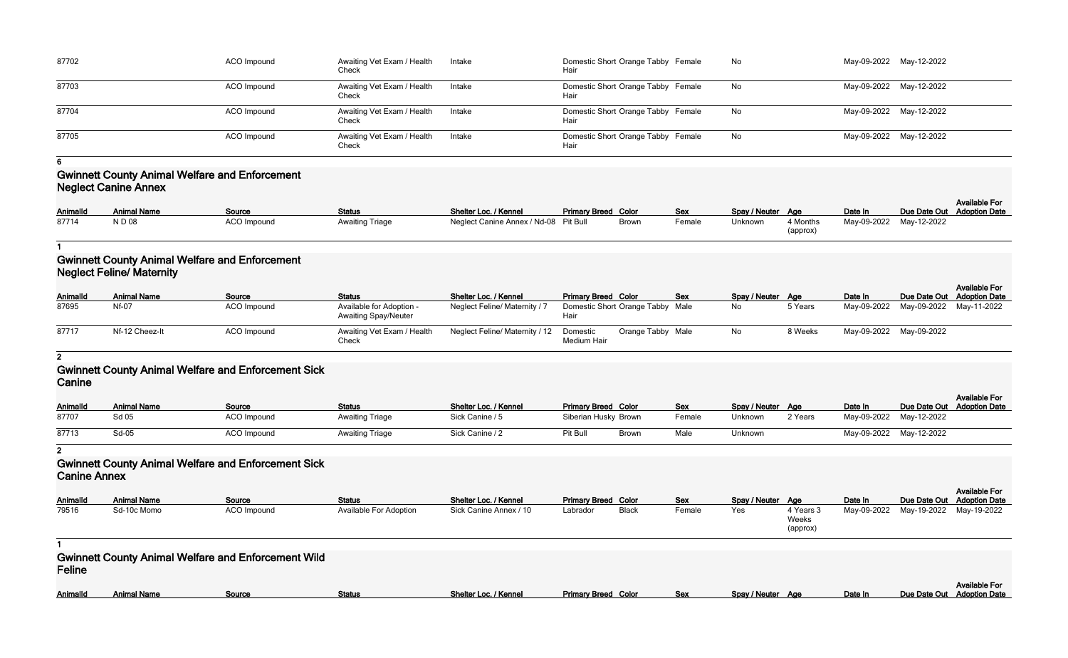| AnimalId | Animal Name | Source | Status | Shelter Loc. / Kennel | Primary Breed | Color | Sex | Spay / Neuter | Age | Date In | Due Date Out | Available For Adoption Date |
|---|---|---|---|---|---|---|---|---|---|---|---|---|
| 87702 | | ACO Impound | Awaiting Vet Exam / Health Check | Intake | Domestic Short Hair | Orange Tabby | Female | No | | May-09-2022 | May-12-2022 | |
| 87703 | | ACO Impound | Awaiting Vet Exam / Health Check | Intake | Domestic Short Hair | Orange Tabby | Female | No | | May-09-2022 | May-12-2022 | |
| 87704 | | ACO Impound | Awaiting Vet Exam / Health Check | Intake | Domestic Short Hair | Orange Tabby | Female | No | | May-09-2022 | May-12-2022 | |
| 87705 | | ACO Impound | Awaiting Vet Exam / Health Check | Intake | Domestic Short Hair | Orange Tabby | Female | No | | May-09-2022 | May-12-2022 | |

6

## Gwinnett County Animal Welfare and Enforcement Neglect Canine Annex

| AnimalId | Animal Name | Source | Status | Shelter Loc. / Kennel | Primary Breed | Color | Sex | Spay / Neuter | Age | Date In | Due Date Out | Available For Adoption Date |
|---|---|---|---|---|---|---|---|---|---|---|---|---|
| 87714 | N D 08 | ACO Impound | Awaiting Triage | Neglect Canine Annex / Nd-08 | Pit Bull | Brown | Female | Unknown | 4 Months (approx) | May-09-2022 | May-12-2022 | |

1

## Gwinnett County Animal Welfare and Enforcement Neglect Feline/ Maternity

| AnimalId | Animal Name | Source | Status | Shelter Loc. / Kennel | Primary Breed | Color | Sex | Spay / Neuter | Age | Date In | Due Date Out | Available For Adoption Date |
|---|---|---|---|---|---|---|---|---|---|---|---|---|
| 87695 | Nf-07 | ACO Impound | Available for Adoption - Awaiting Spay/Neuter | Neglect Feline/ Maternity / 7 | Domestic Short Hair | Orange Tabby | Male | No | 5 Years | May-09-2022 | May-09-2022 | May-11-2022 |
| 87717 | Nf-12 Cheez-It | ACO Impound | Awaiting Vet Exam / Health Check | Neglect Feline/ Maternity / 12 | Domestic Medium Hair | Orange Tabby | Male | No | 8 Weeks | May-09-2022 | May-09-2022 | |

2

## Gwinnett County Animal Welfare and Enforcement Sick Canine

| AnimalId | Animal Name | Source | Status | Shelter Loc. / Kennel | Primary Breed | Color | Sex | Spay / Neuter | Age | Date In | Due Date Out | Available For Adoption Date |
|---|---|---|---|---|---|---|---|---|---|---|---|---|
| 87707 | Sd 05 | ACO Impound | Awaiting Triage | Sick Canine / 5 | Siberian Husky | Brown | Female | Unknown | 2 Years | May-09-2022 | May-12-2022 | |
| 87713 | Sd-05 | ACO Impound | Awaiting Triage | Sick Canine / 2 | Pit Bull | Brown | Male | Unknown | | May-09-2022 | May-12-2022 | |

2

## Gwinnett County Animal Welfare and Enforcement Sick Canine Annex

| AnimalId | Animal Name | Source | Status | Shelter Loc. / Kennel | Primary Breed | Color | Sex | Spay / Neuter | Age | Date In | Due Date Out | Available For Adoption Date |
|---|---|---|---|---|---|---|---|---|---|---|---|---|
| 79516 | Sd-10c Momo | ACO Impound | Available For Adoption | Sick Canine Annex / 10 | Labrador | Black | Female | Yes | 4 Years 3 Weeks (approx) | May-09-2022 | May-19-2022 | May-19-2022 |

1

## Gwinnett County Animal Welfare and Enforcement Wild Feline

| AnimalId | Animal Name | Source | Status | Shelter Loc. / Kennel | Primary Breed | Color | Sex | Spay / Neuter | Age | Date In | Due Date Out | Available For Adoption Date |
|---|---|---|---|---|---|---|---|---|---|---|---|---|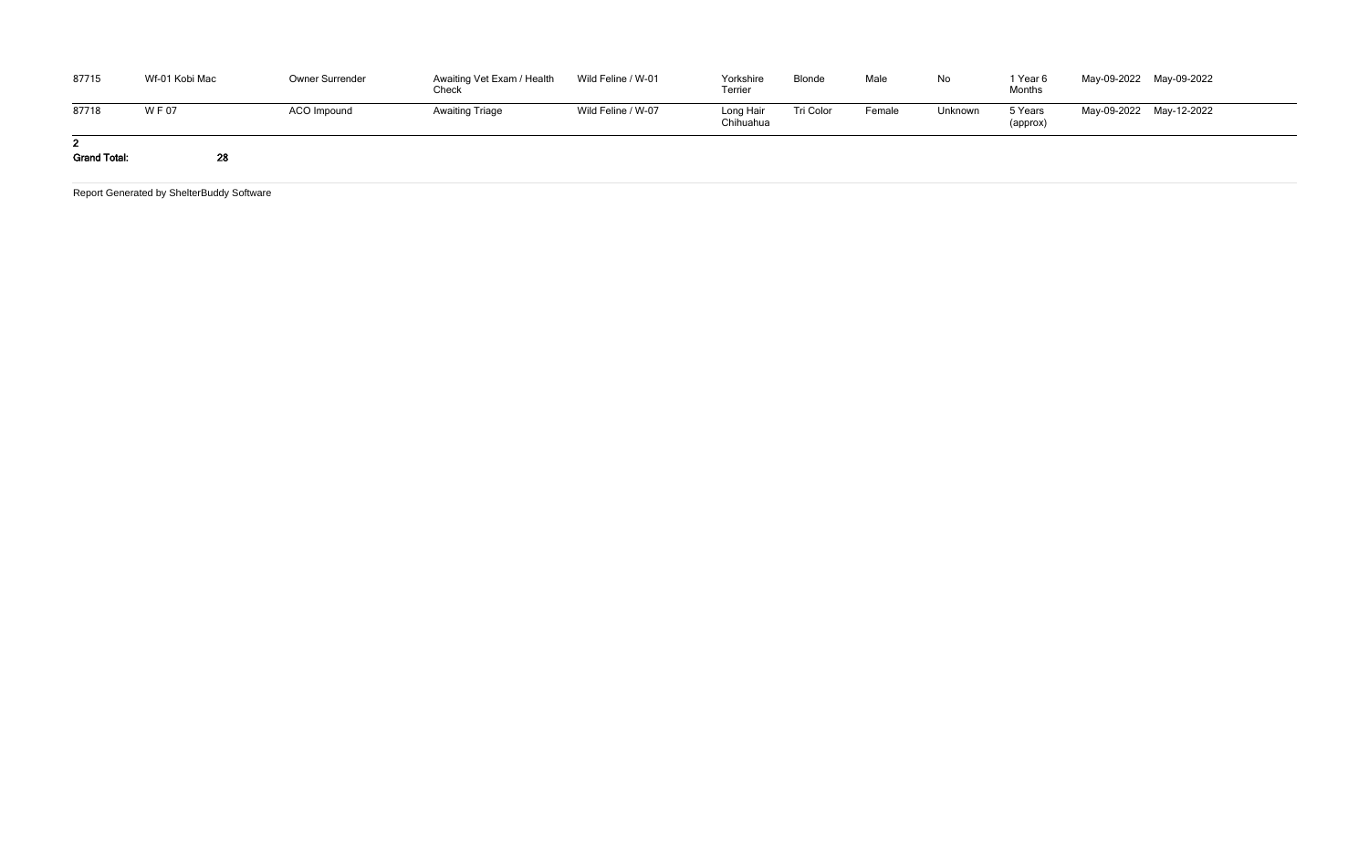| | | | | | | | | | | | | |
|---|---|---|---|---|---|---|---|---|---|---|---|---|
| 87715 | Wf-01 Kobi Mac | Owner Surrender | Awaiting Vet Exam / Health Check | Wild Feline / W-01 | Yorkshire Terrier | Blonde | Male | No | 1 Year 6 Months | May-09-2022 | May-09-2022 | |
| 87718 | W F 07 | ACO Impound | Awaiting Triage | Wild Feline / W-07 | Long Hair Chihuahua | Tri Color | Female | Unknown | 5 Years (approx) | May-09-2022 | May-12-2022 | |

**2**

**Grand Total: 28**

Report Generated by ShelterBuddy Software